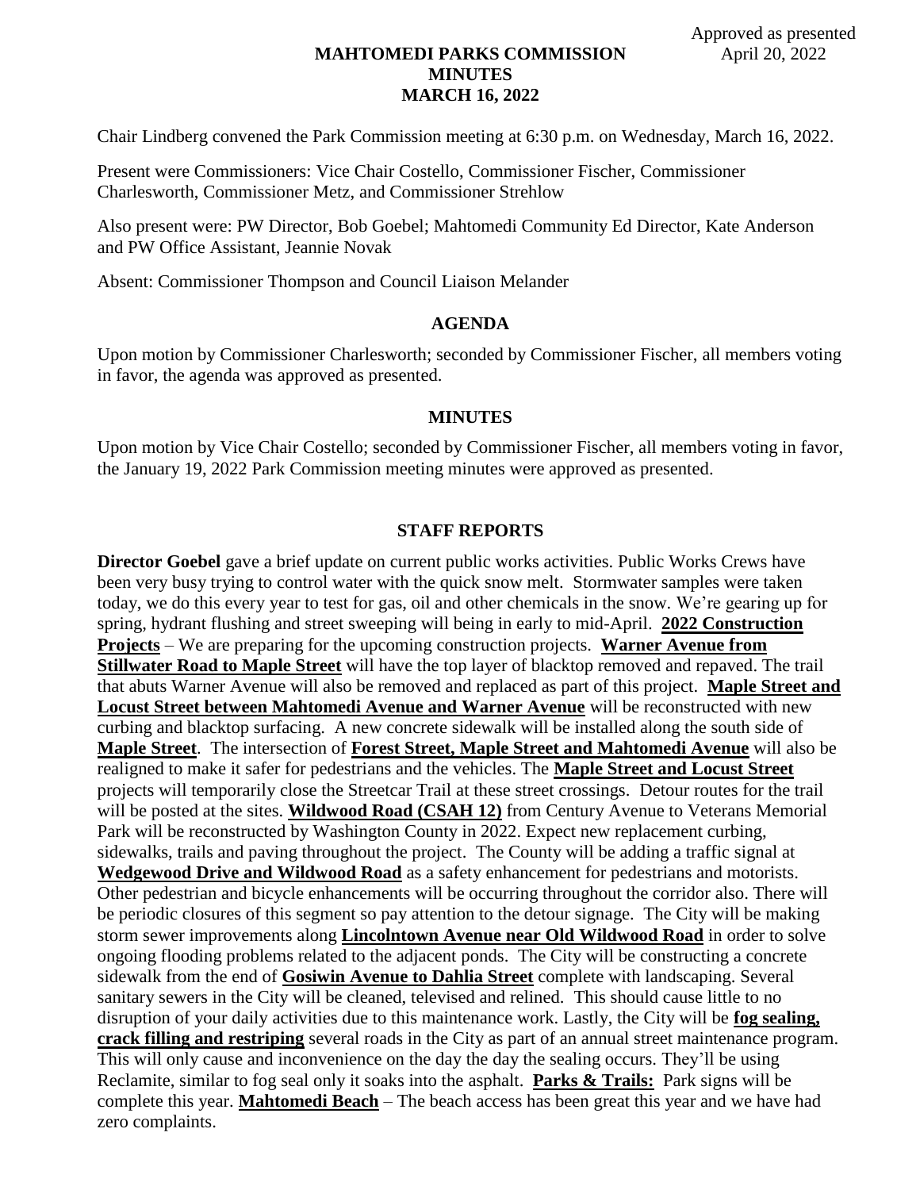Approved as presented
April 20, 2022

# MAHTOMEDI PARKS COMMISSION
# MINUTES
# MARCH 16, 2022

Chair Lindberg convened the Park Commission meeting at 6:30 p.m. on Wednesday, March 16, 2022.

Present were Commissioners: Vice Chair Costello, Commissioner Fischer, Commissioner Charlesworth, Commissioner Metz, and Commissioner Strehlow

Also present were: PW Director, Bob Goebel; Mahtomedi Community Ed Director, Kate Anderson and PW Office Assistant, Jeannie Novak

Absent: Commissioner Thompson and Council Liaison Melander

## AGENDA

Upon motion by Commissioner Charlesworth; seconded by Commissioner Fischer, all members voting in favor, the agenda was approved as presented.

## MINUTES

Upon motion by Vice Chair Costello; seconded by Commissioner Fischer, all members voting in favor, the January 19, 2022 Park Commission meeting minutes were approved as presented.

## STAFF REPORTS

**Director Goebel** gave a brief update on current public works activities. Public Works Crews have been very busy trying to control water with the quick snow melt. Stormwater samples were taken today, we do this every year to test for gas, oil and other chemicals in the snow. We're gearing up for spring, hydrant flushing and street sweeping will being in early to mid-April. **2022 Construction Projects** – We are preparing for the upcoming construction projects. **Warner Avenue from Stillwater Road to Maple Street** will have the top layer of blacktop removed and repaved. The trail that abuts Warner Avenue will also be removed and replaced as part of this project. **Maple Street and Locust Street between Mahtomedi Avenue and Warner Avenue** will be reconstructed with new curbing and blacktop surfacing. A new concrete sidewalk will be installed along the south side of **Maple Street**. The intersection of **Forest Street, Maple Street and Mahtomedi Avenue** will also be realigned to make it safer for pedestrians and the vehicles. The **Maple Street and Locust Street** projects will temporarily close the Streetcar Trail at these street crossings. Detour routes for the trail will be posted at the sites. **Wildwood Road (CSAH 12)** from Century Avenue to Veterans Memorial Park will be reconstructed by Washington County in 2022. Expect new replacement curbing, sidewalks, trails and paving throughout the project. The County will be adding a traffic signal at **Wedgewood Drive and Wildwood Road** as a safety enhancement for pedestrians and motorists. Other pedestrian and bicycle enhancements will be occurring throughout the corridor also. There will be periodic closures of this segment so pay attention to the detour signage. The City will be making storm sewer improvements along **Lincolntown Avenue near Old Wildwood Road** in order to solve ongoing flooding problems related to the adjacent ponds. The City will be constructing a concrete sidewalk from the end of **Gosiwin Avenue to Dahlia Street** complete with landscaping. Several sanitary sewers in the City will be cleaned, televised and relined. This should cause little to no disruption of your daily activities due to this maintenance work. Lastly, the City will be **fog sealing, crack filling and restriping** several roads in the City as part of an annual street maintenance program. This will only cause and inconvenience on the day the day the sealing occurs. They'll be using Reclamite, similar to fog seal only it soaks into the asphalt. **Parks & Trails:** Park signs will be complete this year. **Mahtomedi Beach** – The beach access has been great this year and we have had zero complaints.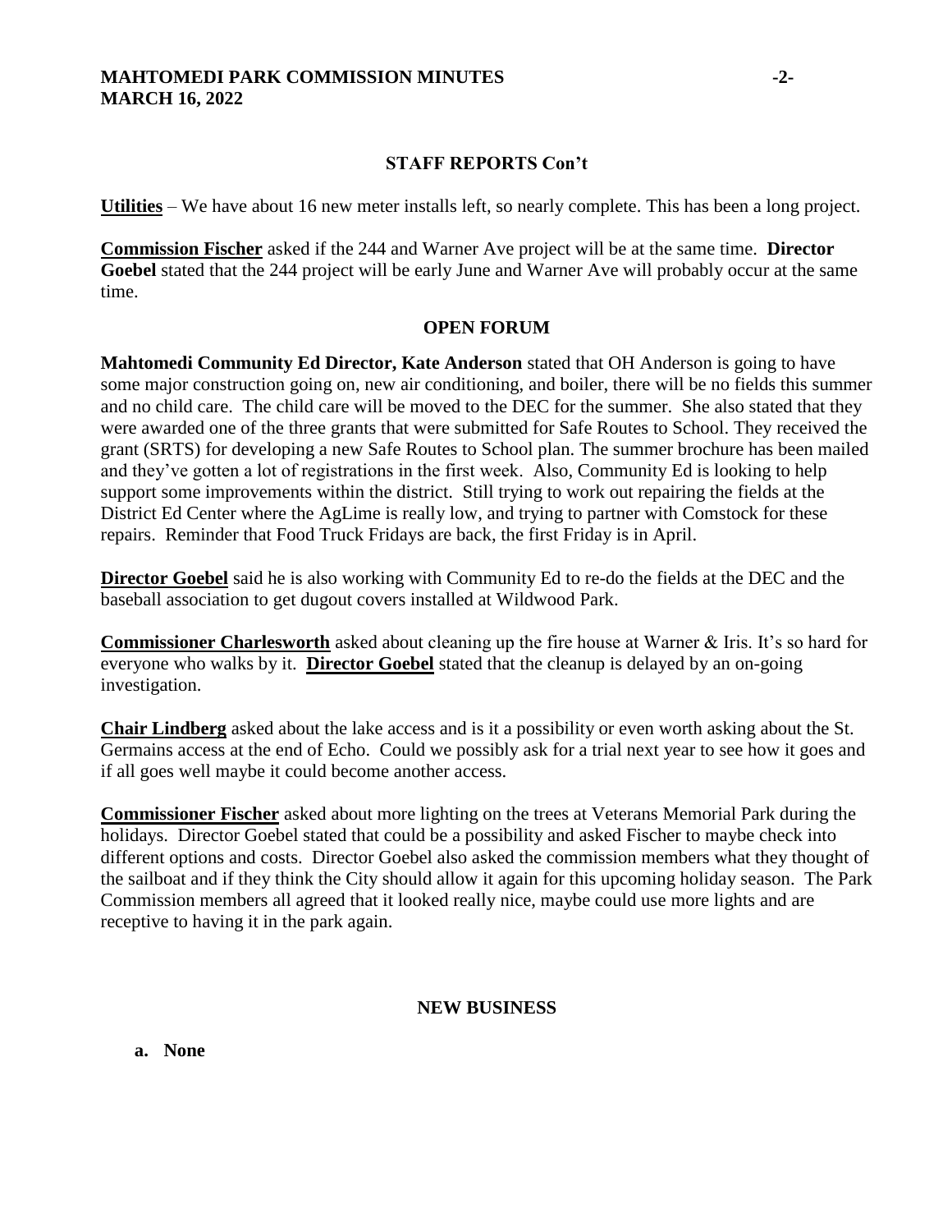## STAFF REPORTS Con't

**Utilities** – We have about 16 new meter installs left, so nearly complete. This has been a long project.

**Commission Fischer** asked if the 244 and Warner Ave project will be at the same time. **Director Goebel** stated that the 244 project will be early June and Warner Ave will probably occur at the same time.

## OPEN FORUM

**Mahtomedi Community Ed Director, Kate Anderson** stated that OH Anderson is going to have some major construction going on, new air conditioning, and boiler, there will be no fields this summer and no child care. The child care will be moved to the DEC for the summer. She also stated that they were awarded one of the three grants that were submitted for Safe Routes to School. They received the grant (SRTS) for developing a new Safe Routes to School plan. The summer brochure has been mailed and they've gotten a lot of registrations in the first week. Also, Community Ed is looking to help support some improvements within the district. Still trying to work out repairing the fields at the District Ed Center where the AgLime is really low, and trying to partner with Comstock for these repairs. Reminder that Food Truck Fridays are back, the first Friday is in April.

**Director Goebel** said he is also working with Community Ed to re-do the fields at the DEC and the baseball association to get dugout covers installed at Wildwood Park.

**Commissioner Charlesworth** asked about cleaning up the fire house at Warner & Iris. It's so hard for everyone who walks by it. **Director Goebel** stated that the cleanup is delayed by an on-going investigation.

**Chair Lindberg** asked about the lake access and is it a possibility or even worth asking about the St. Germains access at the end of Echo. Could we possibly ask for a trial next year to see how it goes and if all goes well maybe it could become another access.

**Commissioner Fischer** asked about more lighting on the trees at Veterans Memorial Park during the holidays. Director Goebel stated that could be a possibility and asked Fischer to maybe check into different options and costs. Director Goebel also asked the commission members what they thought of the sailboat and if they think the City should allow it again for this upcoming holiday season. The Park Commission members all agreed that it looked really nice, maybe could use more lights and are receptive to having it in the park again.

## NEW BUSINESS

**a. None**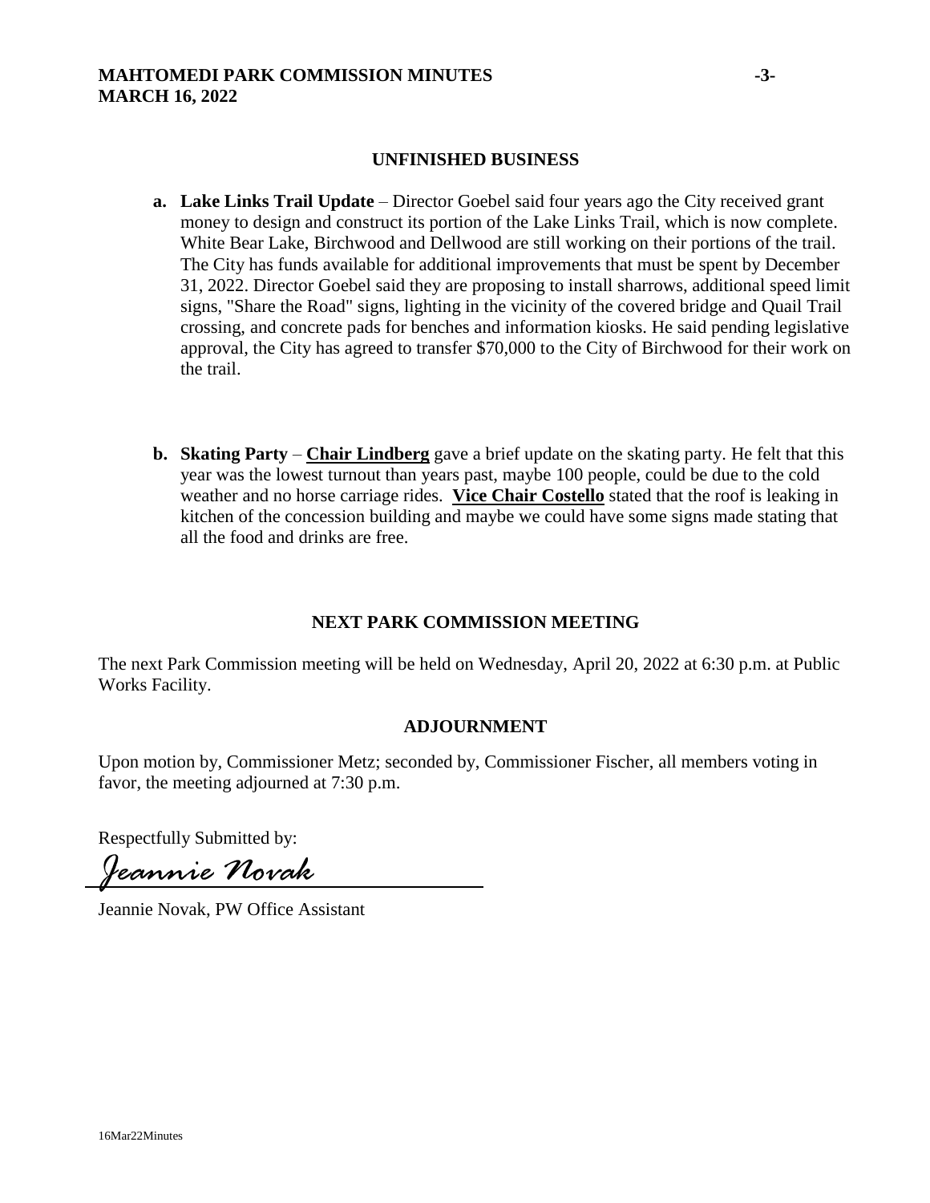## UNFINISHED BUSINESS

**a. Lake Links Trail Update** – Director Goebel said four years ago the City received grant money to design and construct its portion of the Lake Links Trail, which is now complete. White Bear Lake, Birchwood and Dellwood are still working on their portions of the trail. The City has funds available for additional improvements that must be spent by December 31, 2022. Director Goebel said they are proposing to install sharrows, additional speed limit signs, "Share the Road" signs, lighting in the vicinity of the covered bridge and Quail Trail crossing, and concrete pads for benches and information kiosks. He said pending legislative approval, the City has agreed to transfer $70,000 to the City of Birchwood for their work on the trail.

**b. Skating Party** – **Chair Lindberg** gave a brief update on the skating party. He felt that this year was the lowest turnout than years past, maybe 100 people, could be due to the cold weather and no horse carriage rides. **Vice Chair Costello** stated that the roof is leaking in kitchen of the concession building and maybe we could have some signs made stating that all the food and drinks are free.

## NEXT PARK COMMISSION MEETING

The next Park Commission meeting will be held on Wednesday, April 20, 2022 at 6:30 p.m. at Public Works Facility.

## ADJOURNMENT

Upon motion by, Commissioner Metz; seconded by, Commissioner Fischer, all members voting in favor, the meeting adjourned at 7:30 p.m.

Respectfully Submitted by:

*Jeannie Novak*

Jeannie Novak, PW Office Assistant

16Mar22Minutes